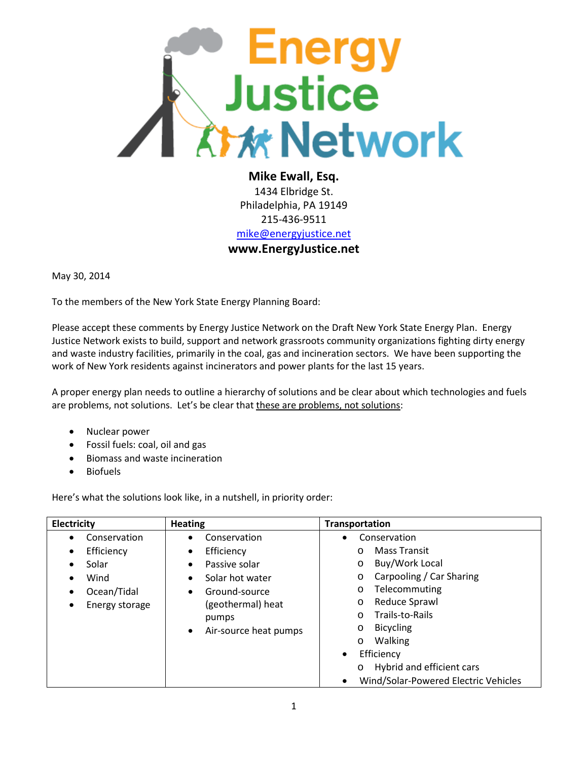# Energy Justice Network

**Mike Ewall, Esq.**
1434 Elbridge St.
Philadelphia, PA 19149
215-436-9511
mike@energyjustice.net
**www.EnergyJustice.net**

May 30, 2014

To the members of the New York State Energy Planning Board:

Please accept these comments by Energy Justice Network on the Draft New York State Energy Plan. Energy Justice Network exists to build, support and network grassroots community organizations fighting dirty energy and waste industry facilities, primarily in the coal, gas and incineration sectors. We have been supporting the work of New York residents against incinerators and power plants for the last 15 years.

A proper energy plan needs to outline a hierarchy of solutions and be clear about which technologies and fuels are problems, not solutions. Let's be clear that these are problems, not solutions:

- Nuclear power
- Fossil fuels: coal, oil and gas
- Biomass and waste incineration
- Biofuels

Here's what the solutions look like, in a nutshell, in priority order:

| Electricity | Heating | Transportation |
|---|---|---|
| • Conservation<br>• Efficiency<br>• Solar<br>• Wind<br>• Ocean/Tidal<br>• Energy storage | • Conservation<br>• Efficiency<br>• Passive solar<br>• Solar hot water<br>• Ground-source (geothermal) heat pumps<br>• Air-source heat pumps | • Conservation<br>&nbsp;&nbsp;o Mass Transit<br>&nbsp;&nbsp;o Buy/Work Local<br>&nbsp;&nbsp;o Carpooling / Car Sharing<br>&nbsp;&nbsp;o Telecommuting<br>&nbsp;&nbsp;o Reduce Sprawl<br>&nbsp;&nbsp;o Trails-to-Rails<br>&nbsp;&nbsp;o Bicycling<br>&nbsp;&nbsp;o Walking<br>• Efficiency<br>&nbsp;&nbsp;o Hybrid and efficient cars<br>• Wind/Solar-Powered Electric Vehicles |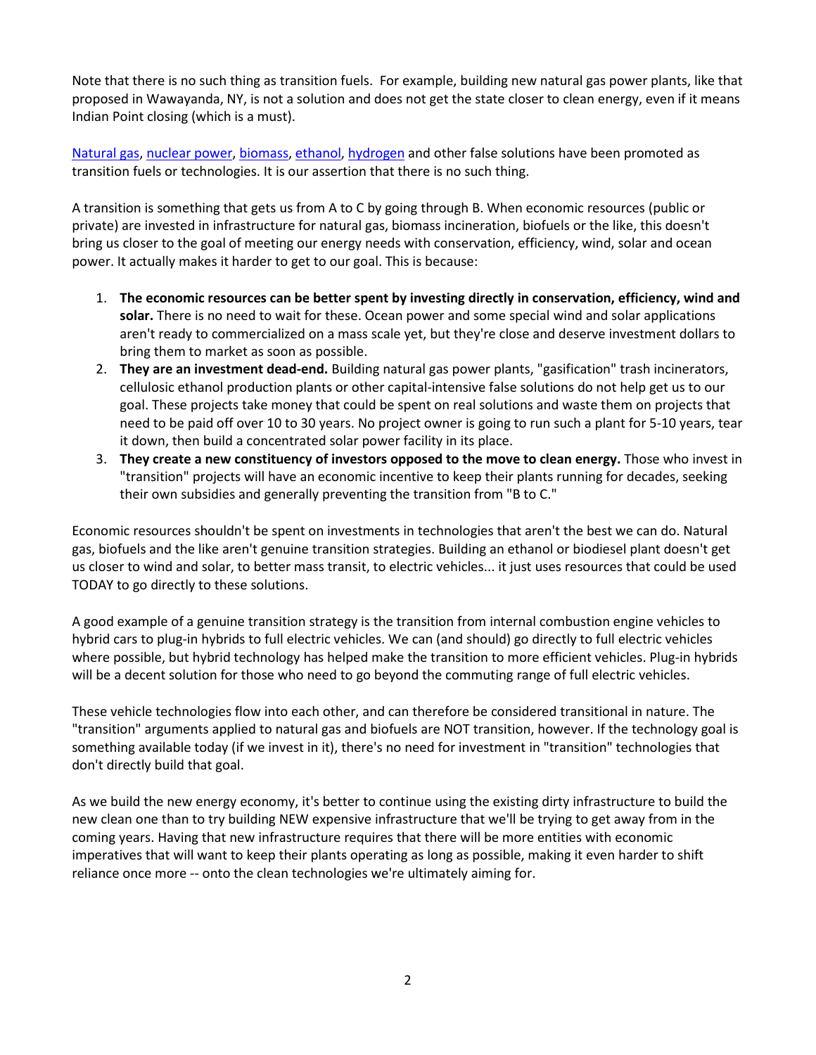Note that there is no such thing as transition fuels. For example, building new natural gas power plants, like that proposed in Wawayanda, NY, is not a solution and does not get the state closer to clean energy, even if it means Indian Point closing (which is a must).

Natural gas, nuclear power, biomass, ethanol, hydrogen and other false solutions have been promoted as transition fuels or technologies. It is our assertion that there is no such thing.

A transition is something that gets us from A to C by going through B. When economic resources (public or private) are invested in infrastructure for natural gas, biomass incineration, biofuels or the like, this doesn't bring us closer to the goal of meeting our energy needs with conservation, efficiency, wind, solar and ocean power. It actually makes it harder to get to our goal. This is because:

1. **The economic resources can be better spent by investing directly in conservation, efficiency, wind and solar.** There is no need to wait for these. Ocean power and some special wind and solar applications aren't ready to commercialized on a mass scale yet, but they're close and deserve investment dollars to bring them to market as soon as possible.
2. **They are an investment dead-end.** Building natural gas power plants, "gasification" trash incinerators, cellulosic ethanol production plants or other capital-intensive false solutions do not help get us to our goal. These projects take money that could be spent on real solutions and waste them on projects that need to be paid off over 10 to 30 years. No project owner is going to run such a plant for 5-10 years, tear it down, then build a concentrated solar power facility in its place.
3. **They create a new constituency of investors opposed to the move to clean energy.** Those who invest in "transition" projects will have an economic incentive to keep their plants running for decades, seeking their own subsidies and generally preventing the transition from "B to C."

Economic resources shouldn't be spent on investments in technologies that aren't the best we can do. Natural gas, biofuels and the like aren't genuine transition strategies. Building an ethanol or biodiesel plant doesn't get us closer to wind and solar, to better mass transit, to electric vehicles... it just uses resources that could be used TODAY to go directly to these solutions.

A good example of a genuine transition strategy is the transition from internal combustion engine vehicles to hybrid cars to plug-in hybrids to full electric vehicles. We can (and should) go directly to full electric vehicles where possible, but hybrid technology has helped make the transition to more efficient vehicles. Plug-in hybrids will be a decent solution for those who need to go beyond the commuting range of full electric vehicles.

These vehicle technologies flow into each other, and can therefore be considered transitional in nature. The "transition" arguments applied to natural gas and biofuels are NOT transition, however. If the technology goal is something available today (if we invest in it), there's no need for investment in "transition" technologies that don't directly build that goal.

As we build the new energy economy, it's better to continue using the existing dirty infrastructure to build the new clean one than to try building NEW expensive infrastructure that we'll be trying to get away from in the coming years. Having that new infrastructure requires that there will be more entities with economic imperatives that will want to keep their plants operating as long as possible, making it even harder to shift reliance once more -- onto the clean technologies we're ultimately aiming for.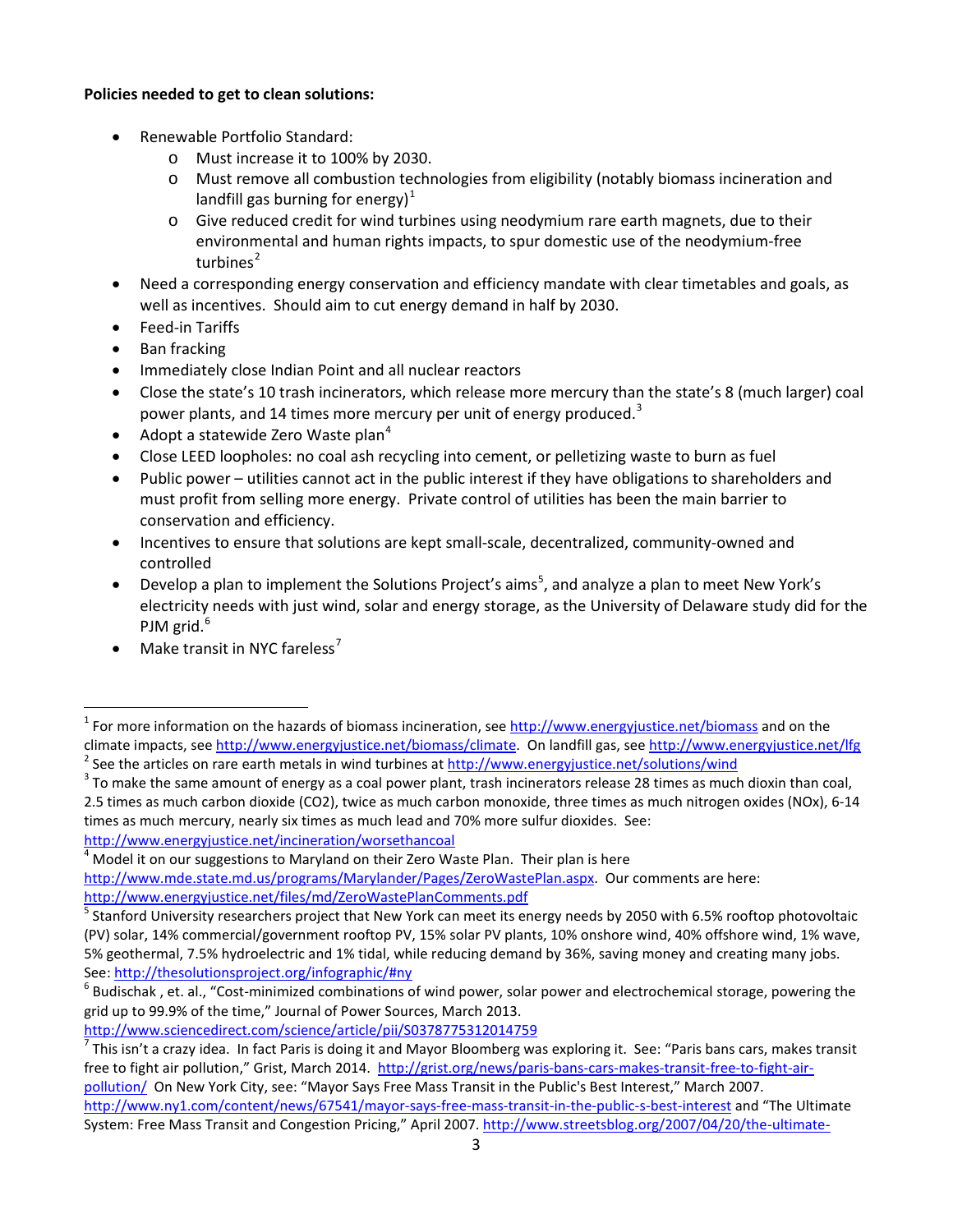**Policies needed to get to clean solutions:**

- Renewable Portfolio Standard:
  - Must increase it to 100% by 2030.
  - Must remove all combustion technologies from eligibility (notably biomass incineration and landfill gas burning for energy)[1]
  - Give reduced credit for wind turbines using neodymium rare earth magnets, due to their environmental and human rights impacts, to spur domestic use of the neodymium-free turbines[2]
- Need a corresponding energy conservation and efficiency mandate with clear timetables and goals, as well as incentives. Should aim to cut energy demand in half by 2030.
- Feed-in Tariffs
- Ban fracking
- Immediately close Indian Point and all nuclear reactors
- Close the state's 10 trash incinerators, which release more mercury than the state's 8 (much larger) coal power plants, and 14 times more mercury per unit of energy produced.[3]
- Adopt a statewide Zero Waste plan[4]
- Close LEED loopholes: no coal ash recycling into cement, or pelletizing waste to burn as fuel
- Public power – utilities cannot act in the public interest if they have obligations to shareholders and must profit from selling more energy. Private control of utilities has been the main barrier to conservation and efficiency.
- Incentives to ensure that solutions are kept small-scale, decentralized, community-owned and controlled
- Develop a plan to implement the Solutions Project's aims[5], and analyze a plan to meet New York's electricity needs with just wind, solar and energy storage, as the University of Delaware study did for the PJM grid.[6]
- Make transit in NYC fareless[7]

---

[1] For more information on the hazards of biomass incineration, see http://www.energyjustice.net/biomass and on the climate impacts, see http://www.energyjustice.net/biomass/climate. On landfill gas, see http://www.energyjustice.net/lfg

[2] See the articles on rare earth metals in wind turbines at http://www.energyjustice.net/solutions/wind

[3] To make the same amount of energy as a coal power plant, trash incinerators release 28 times as much dioxin than coal, 2.5 times as much carbon dioxide ($CO_2$), twice as much carbon monoxide, three times as much nitrogen oxides ($NO_x$), 6-14 times as much mercury, nearly six times as much lead and 70% more sulfur dioxides. See: http://www.energyjustice.net/incineration/worsethancoal

[4] Model it on our suggestions to Maryland on their Zero Waste Plan. Their plan is here http://www.mde.state.md.us/programs/Marylander/Pages/ZeroWastePlan.aspx. Our comments are here: http://www.energyjustice.net/files/md/ZeroWastePlanComments.pdf

[5] Stanford University researchers project that New York can meet its energy needs by 2050 with 6.5% rooftop photovoltaic (PV) solar, 14% commercial/government rooftop PV, 15% solar PV plants, 10% onshore wind, 40% offshore wind, 1% wave, 5% geothermal, 7.5% hydroelectric and 1% tidal, while reducing demand by 36%, saving money and creating many jobs. See: http://thesolutionsproject.org/infographic/#ny

[6] Budischak , et. al., "Cost-minimized combinations of wind power, solar power and electrochemical storage, powering the grid up to 99.9% of the time," Journal of Power Sources, March 2013. http://www.sciencedirect.com/science/article/pii/S0378775312014759

[7] This isn't a crazy idea. In fact Paris is doing it and Mayor Bloomberg was exploring it. See: "Paris bans cars, makes transit free to fight air pollution," Grist, March 2014. http://grist.org/news/paris-bans-cars-makes-transit-free-to-fight-air-pollution/ On New York City, see: "Mayor Says Free Mass Transit in the Public's Best Interest," March 2007. http://www.ny1.com/content/news/67541/mayor-says-free-mass-transit-in-the-public-s-best-interest and "The Ultimate System: Free Mass Transit and Congestion Pricing," April 2007. http://www.streetsblog.org/2007/04/20/the-ultimate-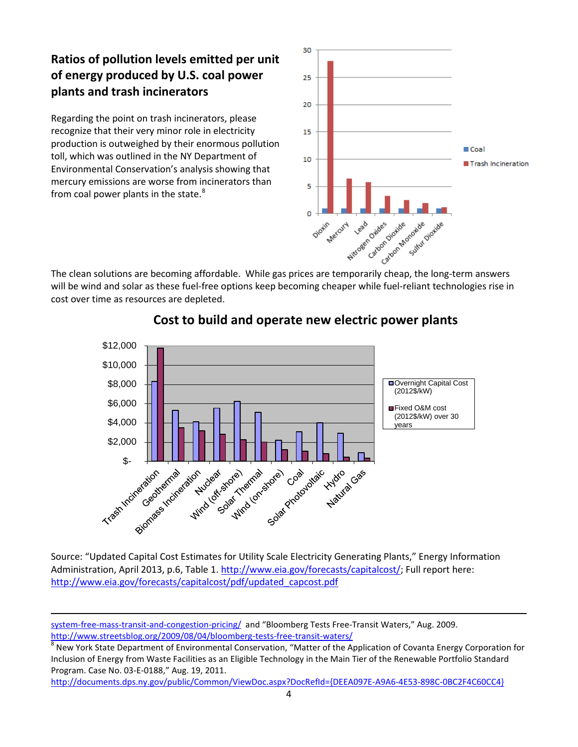### Ratios of pollution levels emitted per unit of energy produced by U.S. coal power plants and trash incinerators

Regarding the point on trash incinerators, please recognize that their very minor role in electricity production is outweighed by their enormous pollution toll, which was outlined in the NY Department of Environmental Conservation's analysis showing that mercury emissions are worse from incinerators than from coal power plants in the state.[8]

The clean solutions are becoming affordable. While gas prices are temporarily cheap, the long-term answers will be wind and solar as these fuel-free options keep becoming cheaper while fuel-reliant technologies rise in cost over time as resources are depleted.

### Cost to build and operate new electric power plants

Source: "Updated Capital Cost Estimates for Utility Scale Electricity Generating Plants," Energy Information Administration, April 2013, p.6, Table 1. http://www.eia.gov/forecasts/capitalcost/; Full report here: http://www.eia.gov/forecasts/capitalcost/pdf/updated_capcost.pdf

---

system-free-mass-transit-and-congestion-pricing/ and "Bloomberg Tests Free-Transit Waters," Aug. 2009. http://www.streetsblog.org/2009/08/04/bloomberg-tests-free-transit-waters/

[8] New York State Department of Environmental Conservation, "Matter of the Application of Covanta Energy Corporation for Inclusion of Energy from Waste Facilities as an Eligible Technology in the Main Tier of the Renewable Portfolio Standard Program. Case No. 03-E-0188," Aug. 19, 2011. http://documents.dps.ny.gov/public/Common/ViewDoc.aspx?DocRefId={DEEA097E-A9A6-4E53-898C-0BC2F4C60CC4}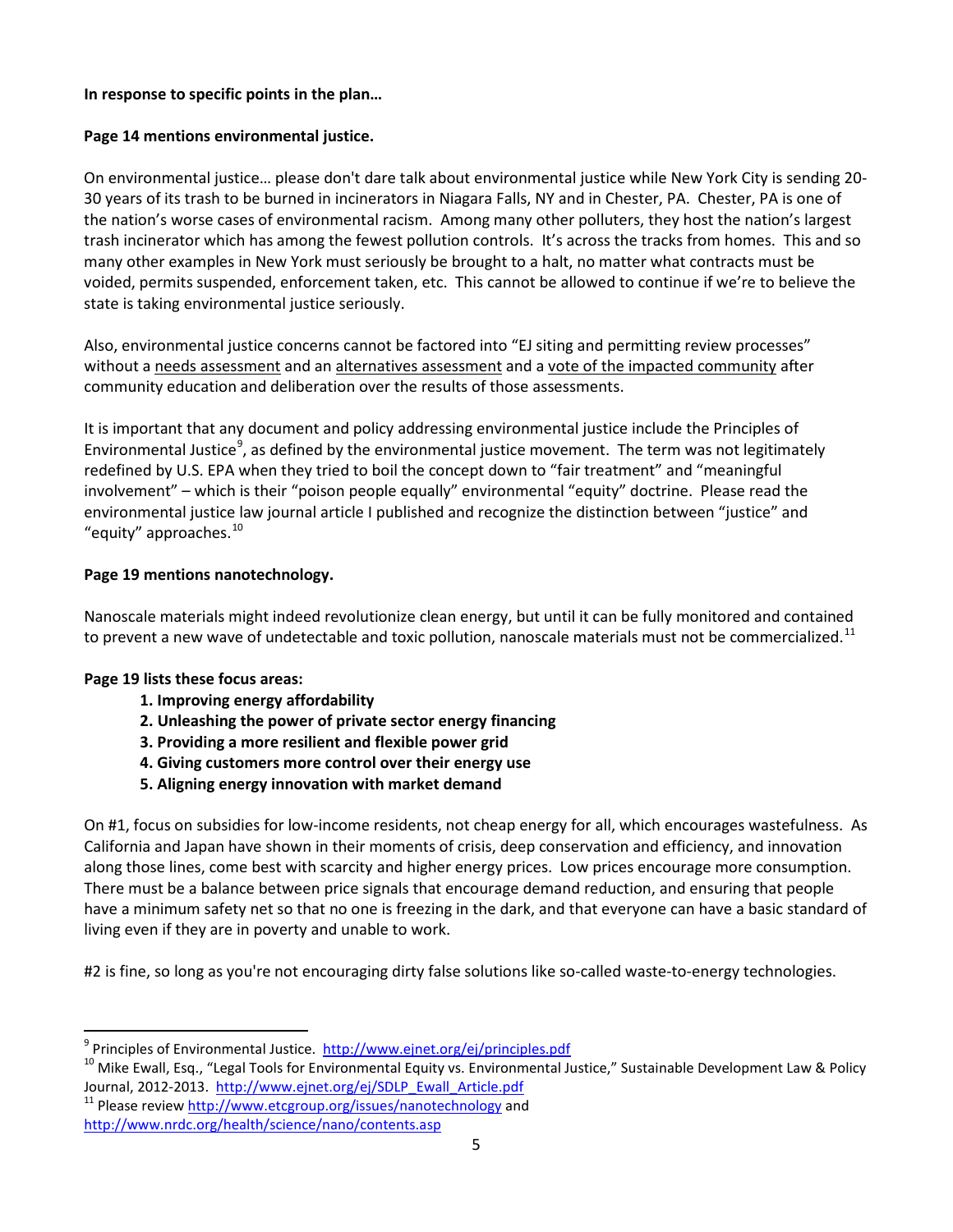**In response to specific points in the plan…**

**Page 14 mentions environmental justice.**

On environmental justice… please don't dare talk about environmental justice while New York City is sending 20-30 years of its trash to be burned in incinerators in Niagara Falls, NY and in Chester, PA. Chester, PA is one of the nation's worse cases of environmental racism. Among many other polluters, they host the nation's largest trash incinerator which has among the fewest pollution controls. It's across the tracks from homes. This and so many other examples in New York must seriously be brought to a halt, no matter what contracts must be voided, permits suspended, enforcement taken, etc. This cannot be allowed to continue if we're to believe the state is taking environmental justice seriously.

Also, environmental justice concerns cannot be factored into "EJ siting and permitting review processes" without a <u>needs assessment</u> and an <u>alternatives assessment</u> and a <u>vote of the impacted community</u> after community education and deliberation over the results of those assessments.

It is important that any document and policy addressing environmental justice include the Principles of Environmental Justice[9], as defined by the environmental justice movement. The term was not legitimately redefined by U.S. EPA when they tried to boil the concept down to "fair treatment" and "meaningful involvement" – which is their "poison people equally" environmental "equity" doctrine. Please read the environmental justice law journal article I published and recognize the distinction between "justice" and "equity" approaches.[10]

**Page 19 mentions nanotechnology.**

Nanoscale materials might indeed revolutionize clean energy, but until it can be fully monitored and contained to prevent a new wave of undetectable and toxic pollution, nanoscale materials must not be commercialized.[11]

**Page 19 lists these focus areas:**

1. **Improving energy affordability**
2. **Unleashing the power of private sector energy financing**
3. **Providing a more resilient and flexible power grid**
4. **Giving customers more control over their energy use**
5. **Aligning energy innovation with market demand**

On #1, focus on subsidies for low-income residents, not cheap energy for all, which encourages wastefulness. As California and Japan have shown in their moments of crisis, deep conservation and efficiency, and innovation along those lines, come best with scarcity and higher energy prices. Low prices encourage more consumption. There must be a balance between price signals that encourage demand reduction, and ensuring that people have a minimum safety net so that no one is freezing in the dark, and that everyone can have a basic standard of living even if they are in poverty and unable to work.

#2 is fine, so long as you're not encouraging dirty false solutions like so-called waste-to-energy technologies.

---

[9] Principles of Environmental Justice. http://www.ejnet.org/ej/principles.pdf

[10] Mike Ewall, Esq., "Legal Tools for Environmental Equity vs. Environmental Justice," Sustainable Development Law & Policy Journal, 2012-2013. http://www.ejnet.org/ej/SDLP_Ewall_Article.pdf

[11] Please review http://www.etcgroup.org/issues/nanotechnology and http://www.nrdc.org/health/science/nano/contents.asp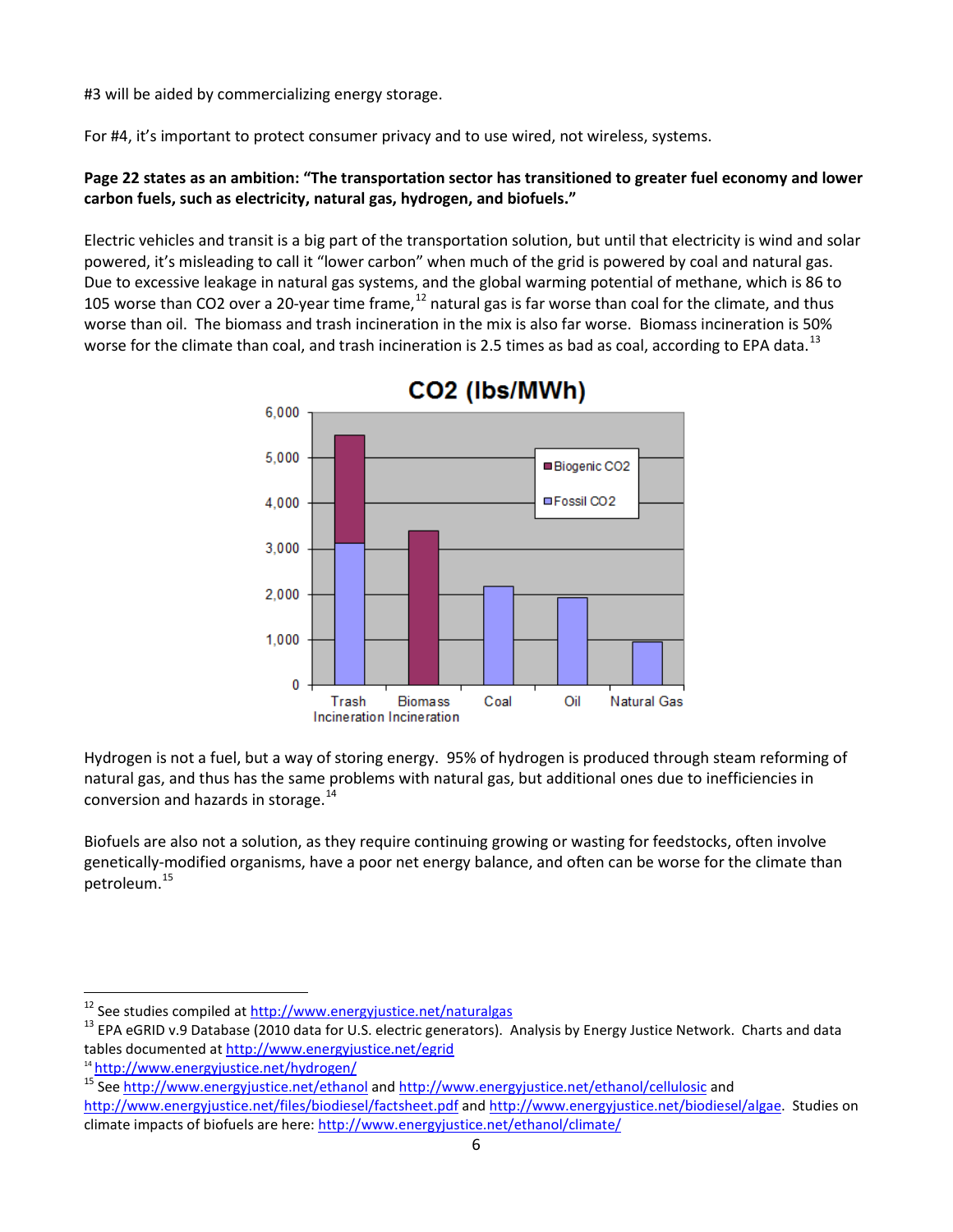#3 will be aided by commercializing energy storage.

For #4, it's important to protect consumer privacy and to use wired, not wireless, systems.

**Page 22 states as an ambition: "The transportation sector has transitioned to greater fuel economy and lower carbon fuels, such as electricity, natural gas, hydrogen, and biofuels."**

Electric vehicles and transit is a big part of the transportation solution, but until that electricity is wind and solar powered, it's misleading to call it "lower carbon" when much of the grid is powered by coal and natural gas. Due to excessive leakage in natural gas systems, and the global warming potential of methane, which is 86 to 105 worse than CO2 over a 20-year time frame,[12] natural gas is far worse than coal for the climate, and thus worse than oil. The biomass and trash incineration in the mix is also far worse. Biomass incineration is 50% worse for the climate than coal, and trash incineration is 2.5 times as bad as coal, according to EPA data.[13]

Hydrogen is not a fuel, but a way of storing energy. 95% of hydrogen is produced through steam reforming of natural gas, and thus has the same problems with natural gas, but additional ones due to inefficiencies in conversion and hazards in storage.[14]

Biofuels are also not a solution, as they require continuing growing or wasting for feedstocks, often involve genetically-modified organisms, have a poor net energy balance, and often can be worse for the climate than petroleum.[15]

---

[12] See studies compiled at http://www.energyjustice.net/naturalgas

[13] EPA eGRID v.9 Database (2010 data for U.S. electric generators). Analysis by Energy Justice Network. Charts and data tables documented at http://www.energyjustice.net/egrid

[14] http://www.energyjustice.net/hydrogen/

[15] See http://www.energyjustice.net/ethanol and http://www.energyjustice.net/ethanol/cellulosic and http://www.energyjustice.net/files/biodiesel/factsheet.pdf and http://www.energyjustice.net/biodiesel/algae. Studies on climate impacts of biofuels are here: http://www.energyjustice.net/ethanol/climate/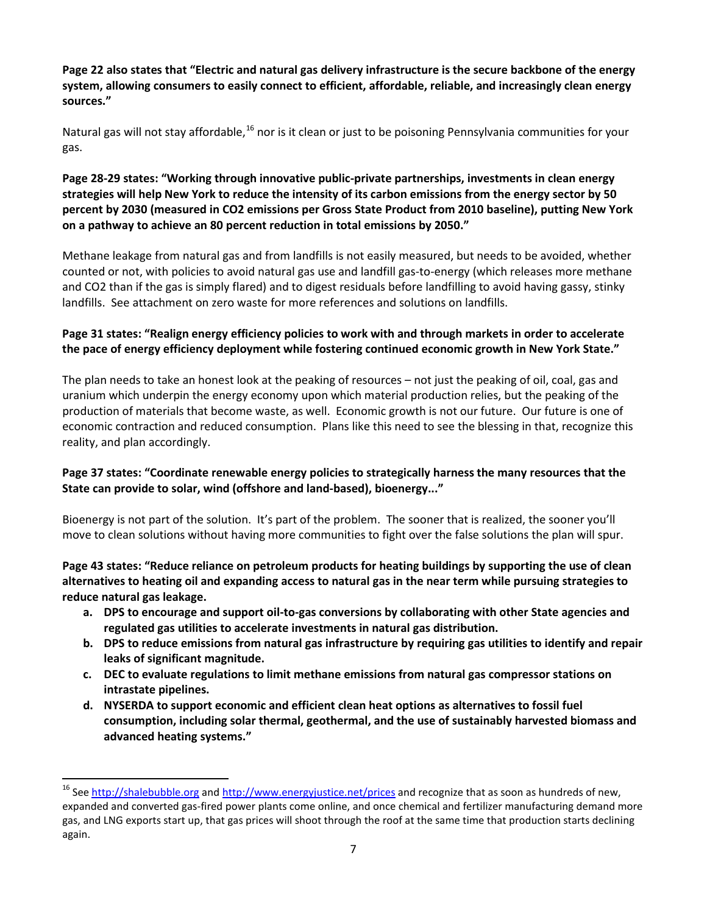**Page 22 also states that "Electric and natural gas delivery infrastructure is the secure backbone of the energy system, allowing consumers to easily connect to efficient, affordable, reliable, and increasingly clean energy sources."**

Natural gas will not stay affordable,[16] nor is it clean or just to be poisoning Pennsylvania communities for your gas.

**Page 28-29 states: "Working through innovative public-private partnerships, investments in clean energy strategies will help New York to reduce the intensity of its carbon emissions from the energy sector by 50 percent by 2030 (measured in CO2 emissions per Gross State Product from 2010 baseline), putting New York on a pathway to achieve an 80 percent reduction in total emissions by 2050."**

Methane leakage from natural gas and from landfills is not easily measured, but needs to be avoided, whether counted or not, with policies to avoid natural gas use and landfill gas-to-energy (which releases more methane and CO2 than if the gas is simply flared) and to digest residuals before landfilling to avoid having gassy, stinky landfills. See attachment on zero waste for more references and solutions on landfills.

**Page 31 states: "Realign energy efficiency policies to work with and through markets in order to accelerate the pace of energy efficiency deployment while fostering continued economic growth in New York State."**

The plan needs to take an honest look at the peaking of resources – not just the peaking of oil, coal, gas and uranium which underpin the energy economy upon which material production relies, but the peaking of the production of materials that become waste, as well. Economic growth is not our future. Our future is one of economic contraction and reduced consumption. Plans like this need to see the blessing in that, recognize this reality, and plan accordingly.

**Page 37 states: "Coordinate renewable energy policies to strategically harness the many resources that the State can provide to solar, wind (offshore and land-based), bioenergy..."**

Bioenergy is not part of the solution. It's part of the problem. The sooner that is realized, the sooner you'll move to clean solutions without having more communities to fight over the false solutions the plan will spur.

**Page 43 states: "Reduce reliance on petroleum products for heating buildings by supporting the use of clean alternatives to heating oil and expanding access to natural gas in the near term while pursuing strategies to reduce natural gas leakage.**

**a. DPS to encourage and support oil-to-gas conversions by collaborating with other State agencies and regulated gas utilities to accelerate investments in natural gas distribution.**

**b. DPS to reduce emissions from natural gas infrastructure by requiring gas utilities to identify and repair leaks of significant magnitude.**

**c. DEC to evaluate regulations to limit methane emissions from natural gas compressor stations on intrastate pipelines.**

**d. NYSERDA to support economic and efficient clean heat options as alternatives to fossil fuel consumption, including solar thermal, geothermal, and the use of sustainably harvested biomass and advanced heating systems."**

---

[16] See http://shalebubble.org and http://www.energyjustice.net/prices and recognize that as soon as hundreds of new, expanded and converted gas-fired power plants come online, and once chemical and fertilizer manufacturing demand more gas, and LNG exports start up, that gas prices will shoot through the roof at the same time that production starts declining again.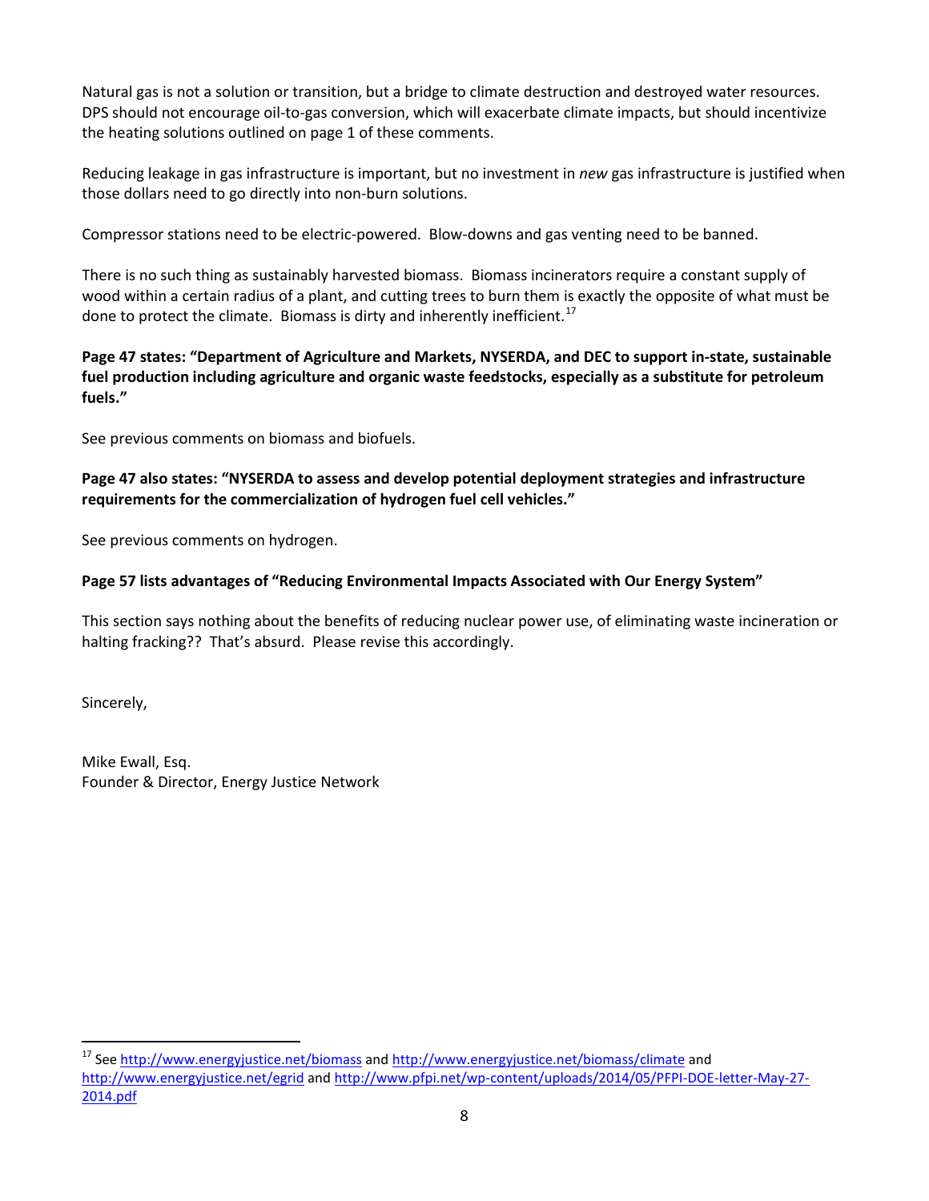Natural gas is not a solution or transition, but a bridge to climate destruction and destroyed water resources. DPS should not encourage oil-to-gas conversion, which will exacerbate climate impacts, but should incentivize the heating solutions outlined on page 1 of these comments.

Reducing leakage in gas infrastructure is important, but no investment in *new* gas infrastructure is justified when those dollars need to go directly into non-burn solutions.

Compressor stations need to be electric-powered. Blow-downs and gas venting need to be banned.

There is no such thing as sustainably harvested biomass. Biomass incinerators require a constant supply of wood within a certain radius of a plant, and cutting trees to burn them is exactly the opposite of what must be done to protect the climate. Biomass is dirty and inherently inefficient.[17]

**Page 47 states: "Department of Agriculture and Markets, NYSERDA, and DEC to support in-state, sustainable fuel production including agriculture and organic waste feedstocks, especially as a substitute for petroleum fuels."**

See previous comments on biomass and biofuels.

**Page 47 also states: "NYSERDA to assess and develop potential deployment strategies and infrastructure requirements for the commercialization of hydrogen fuel cell vehicles."**

See previous comments on hydrogen.

**Page 57 lists advantages of "Reducing Environmental Impacts Associated with Our Energy System"**

This section says nothing about the benefits of reducing nuclear power use, of eliminating waste incineration or halting fracking?? That's absurd. Please revise this accordingly.

Sincerely,

Mike Ewall, Esq.
Founder & Director, Energy Justice Network

---

[17] See http://www.energyjustice.net/biomass and http://www.energyjustice.net/biomass/climate and http://www.energyjustice.net/egrid and http://www.pfpi.net/wp-content/uploads/2014/05/PFPI-DOE-letter-May-27-2014.pdf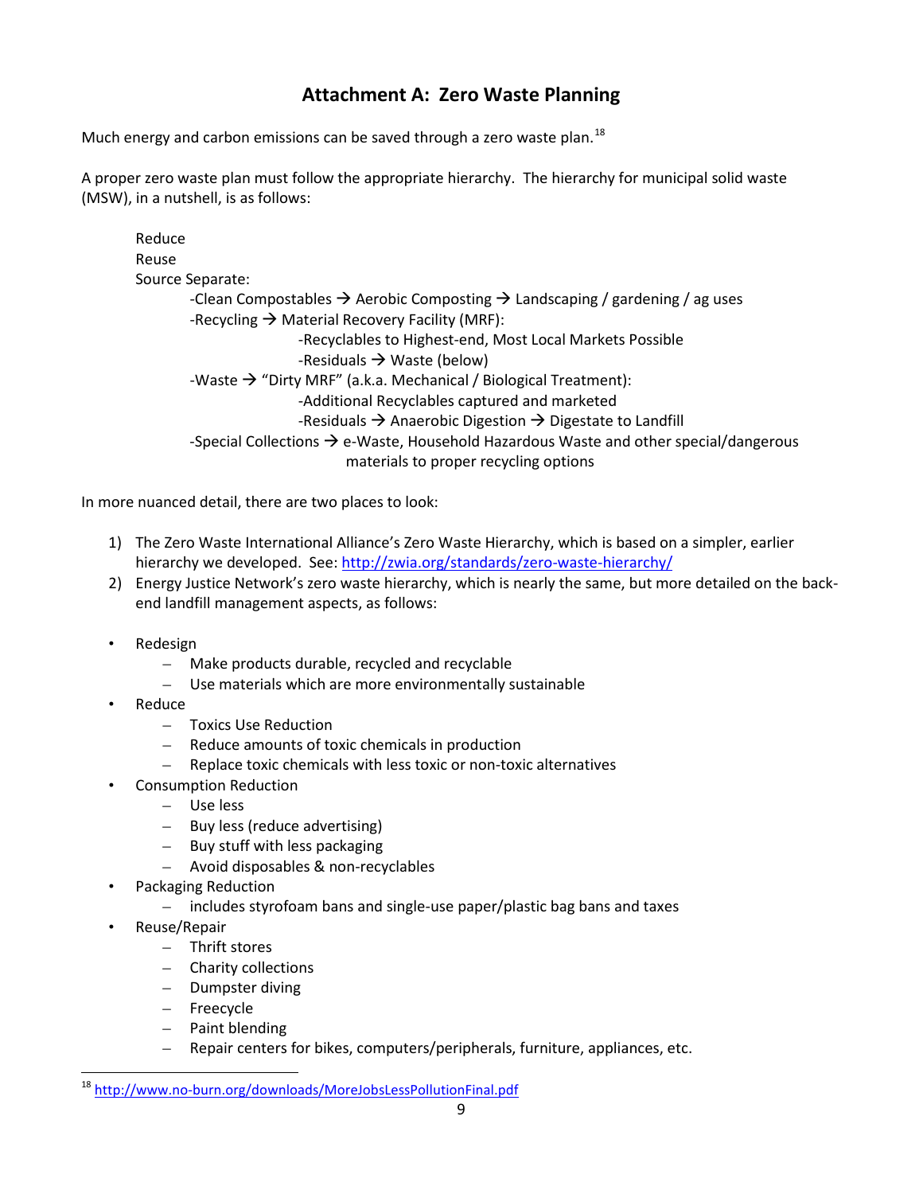## Attachment A: Zero Waste Planning

Much energy and carbon emissions can be saved through a zero waste plan.[18]

A proper zero waste plan must follow the appropriate hierarchy. The hierarchy for municipal solid waste (MSW), in a nutshell, is as follows:

> Reduce
> Reuse
> Source Separate:
> - -Clean Compostables → Aerobic Composting → Landscaping / gardening / ag uses
> - -Recycling → Material Recovery Facility (MRF):
>   - -Recyclables to Highest-end, Most Local Markets Possible
>   - -Residuals → Waste (below)
> - -Waste → "Dirty MRF" (a.k.a. Mechanical / Biological Treatment):
>   - -Additional Recyclables captured and marketed
>   - -Residuals → Anaerobic Digestion → Digestate to Landfill
> - -Special Collections → e-Waste, Household Hazardous Waste and other special/dangerous materials to proper recycling options

In more nuanced detail, there are two places to look:

1) The Zero Waste International Alliance's Zero Waste Hierarchy, which is based on a simpler, earlier hierarchy we developed. See: http://zwia.org/standards/zero-waste-hierarchy/
2) Energy Justice Network's zero waste hierarchy, which is nearly the same, but more detailed on the back-end landfill management aspects, as follows:

- Redesign
  - Make products durable, recycled and recyclable
  - Use materials which are more environmentally sustainable
- Reduce
  - Toxics Use Reduction
  - Reduce amounts of toxic chemicals in production
  - Replace toxic chemicals with less toxic or non-toxic alternatives
- Consumption Reduction
  - Use less
  - Buy less (reduce advertising)
  - Buy stuff with less packaging
  - Avoid disposables & non-recyclables
- Packaging Reduction
  - includes styrofoam bans and single-use paper/plastic bag bans and taxes
- Reuse/Repair
  - Thrift stores
  - Charity collections
  - Dumpster diving
  - Freecycle
  - Paint blending
  - Repair centers for bikes, computers/peripherals, furniture, appliances, etc.

[18] http://www.no-burn.org/downloads/MoreJobsLessPollutionFinal.pdf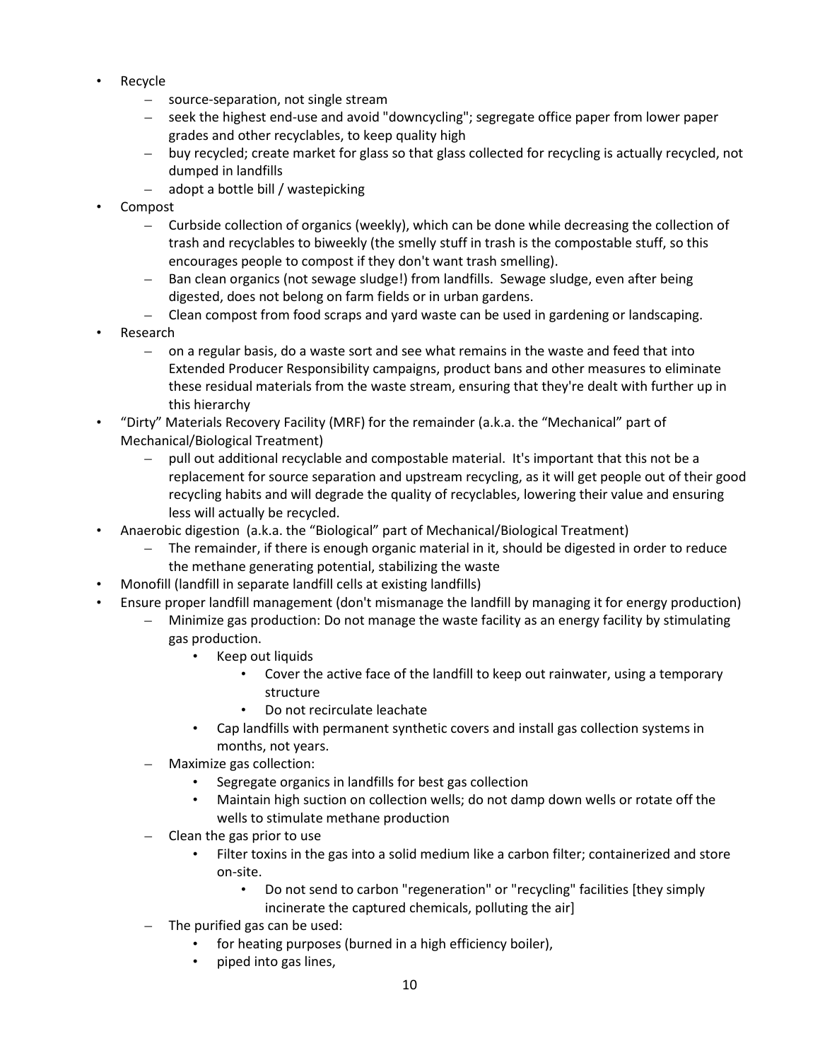- Recycle
  - source-separation, not single stream
  - seek the highest end-use and avoid "downcycling"; segregate office paper from lower paper grades and other recyclables, to keep quality high
  - buy recycled; create market for glass so that glass collected for recycling is actually recycled, not dumped in landfills
  - adopt a bottle bill / wastepicking
- Compost
  - Curbside collection of organics (weekly), which can be done while decreasing the collection of trash and recyclables to biweekly (the smelly stuff in trash is the compostable stuff, so this encourages people to compost if they don't want trash smelling).
  - Ban clean organics (not sewage sludge!) from landfills. Sewage sludge, even after being digested, does not belong on farm fields or in urban gardens.
  - Clean compost from food scraps and yard waste can be used in gardening or landscaping.
- Research
  - on a regular basis, do a waste sort and see what remains in the waste and feed that into Extended Producer Responsibility campaigns, product bans and other measures to eliminate these residual materials from the waste stream, ensuring that they're dealt with further up in this hierarchy
- "Dirty" Materials Recovery Facility (MRF) for the remainder (a.k.a. the "Mechanical" part of Mechanical/Biological Treatment)
  - pull out additional recyclable and compostable material. It's important that this not be a replacement for source separation and upstream recycling, as it will get people out of their good recycling habits and will degrade the quality of recyclables, lowering their value and ensuring less will actually be recycled.
- Anaerobic digestion (a.k.a. the "Biological" part of Mechanical/Biological Treatment)
  - The remainder, if there is enough organic material in it, should be digested in order to reduce the methane generating potential, stabilizing the waste
- Monofill (landfill in separate landfill cells at existing landfills)
- Ensure proper landfill management (don't mismanage the landfill by managing it for energy production)
  - Minimize gas production: Do not manage the waste facility as an energy facility by stimulating gas production.
    - Keep out liquids
      - Cover the active face of the landfill to keep out rainwater, using a temporary structure
      - Do not recirculate leachate
    - Cap landfills with permanent synthetic covers and install gas collection systems in months, not years.
  - Maximize gas collection:
    - Segregate organics in landfills for best gas collection
    - Maintain high suction on collection wells; do not damp down wells or rotate off the wells to stimulate methane production
  - Clean the gas prior to use
    - Filter toxins in the gas into a solid medium like a carbon filter; containerized and store on-site.
      - Do not send to carbon "regeneration" or "recycling" facilities [they simply incinerate the captured chemicals, polluting the air]
  - The purified gas can be used:
    - for heating purposes (burned in a high efficiency boiler),
    - piped into gas lines,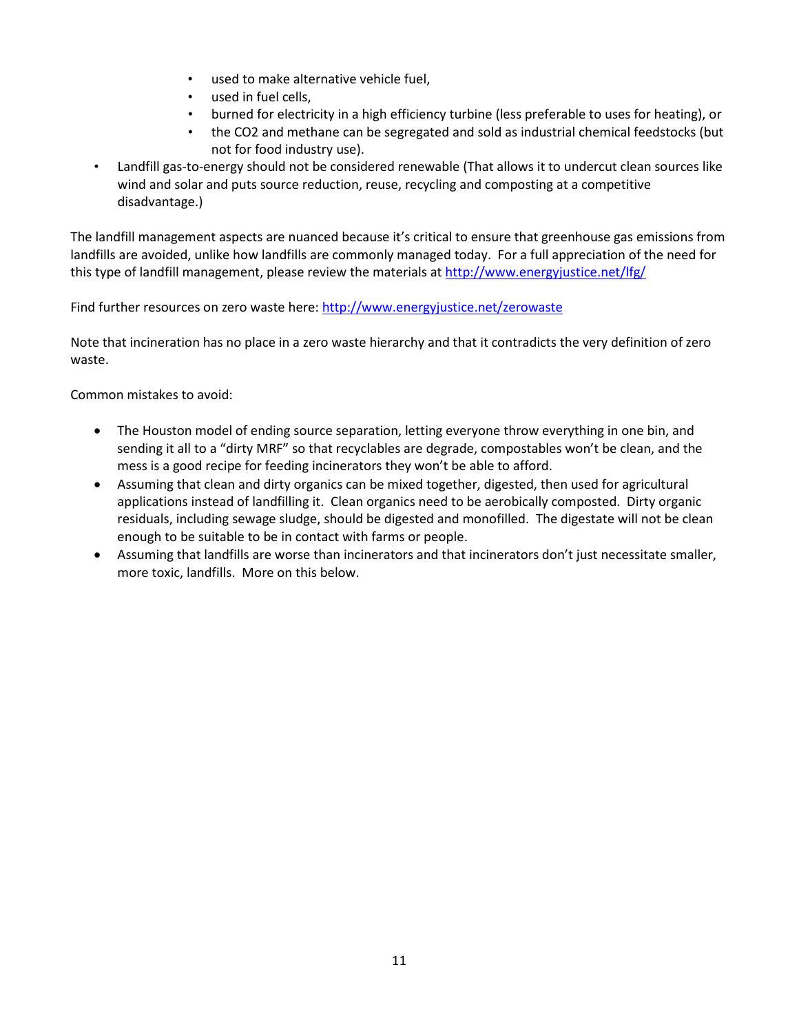- used to make alternative vehicle fuel,
  - used in fuel cells,
  - burned for electricity in a high efficiency turbine (less preferable to uses for heating), or
  - the $CO_2$ and methane can be segregated and sold as industrial chemical feedstocks (but not for food industry use).
- Landfill gas-to-energy should not be considered renewable (That allows it to undercut clean sources like wind and solar and puts source reduction, reuse, recycling and composting at a competitive disadvantage.)

The landfill management aspects are nuanced because it's critical to ensure that greenhouse gas emissions from landfills are avoided, unlike how landfills are commonly managed today. For a full appreciation of the need for this type of landfill management, please review the materials at [http://www.energyjustice.net/lfg/](http://www.energyjustice.net/lfg/)

Find further resources on zero waste here: [http://www.energyjustice.net/zerowaste](http://www.energyjustice.net/zerowaste)

Note that incineration has no place in a zero waste hierarchy and that it contradicts the very definition of zero waste.

Common mistakes to avoid:

- The Houston model of ending source separation, letting everyone throw everything in one bin, and sending it all to a "dirty MRF" so that recyclables are degrade, compostables won't be clean, and the mess is a good recipe for feeding incinerators they won't be able to afford.
- Assuming that clean and dirty organics can be mixed together, digested, then used for agricultural applications instead of landfilling it. Clean organics need to be aerobically composted. Dirty organic residuals, including sewage sludge, should be digested and monofilled. The digestate will not be clean enough to be suitable to be in contact with farms or people.
- Assuming that landfills are worse than incinerators and that incinerators don't just necessitate smaller, more toxic, landfills. More on this below.